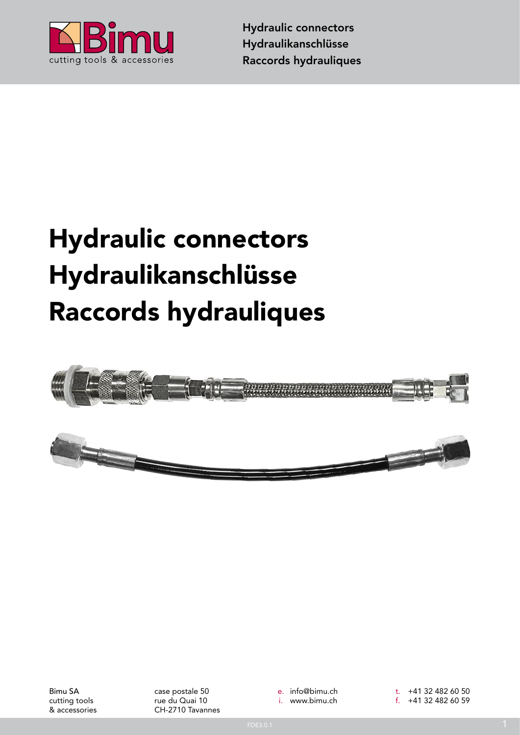# Hydraulic connectors
# Hydraulikanschlüsse
# Raccords hydrauliques

Bimu SA
cutting tools
& accessories

case postale 50
rue du Quai 10
CH-2710 Tavannes

e. info@bimu.ch
i. www.bimu.ch

t. +41 32 482 60 50
f. +41 32 482 60 59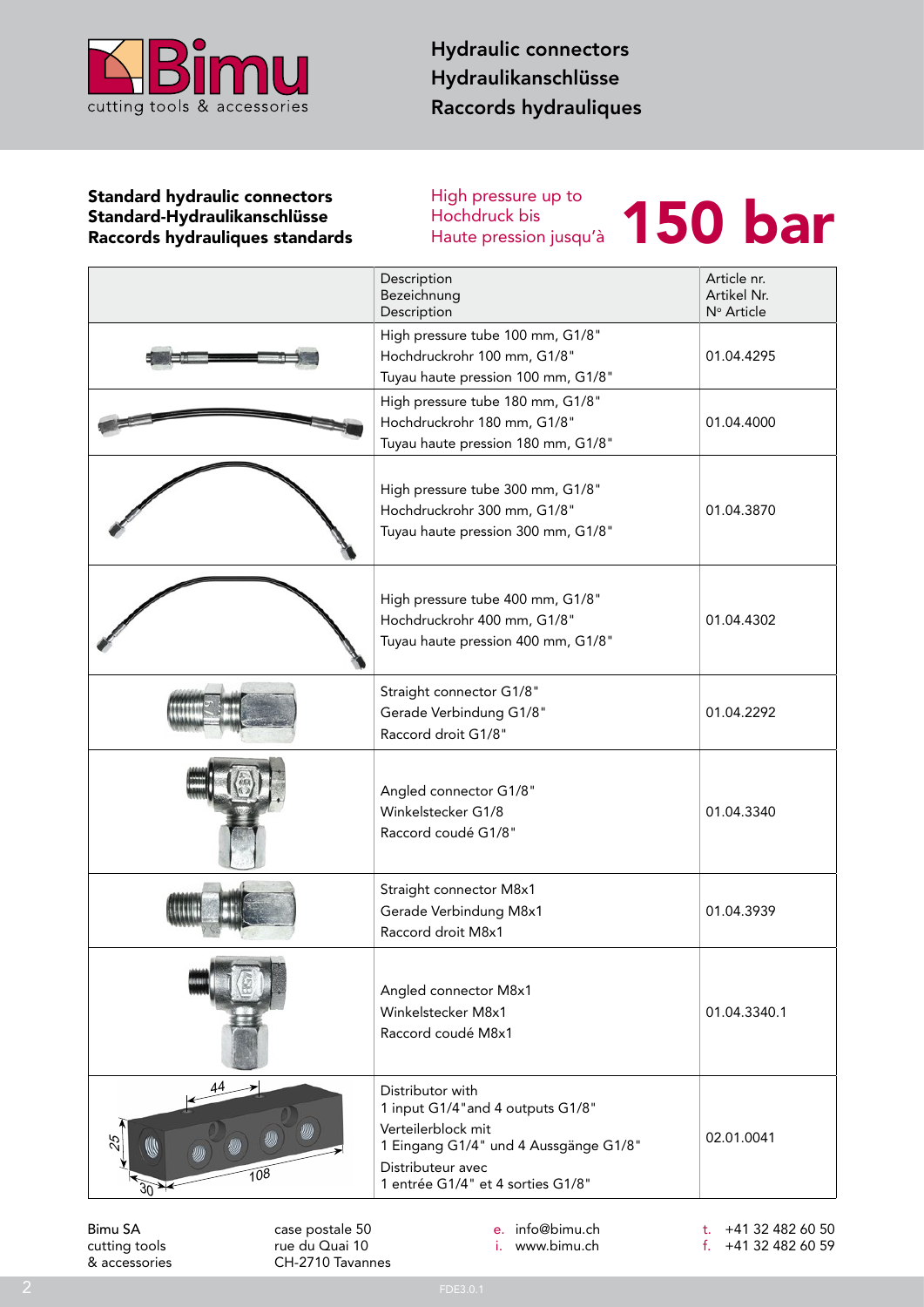# Hydraulic connectors
# Hydraulikanschlüsse
# Raccords hydrauliques

## Standard hydraulic connectors
## Standard-Hydraulikanschlüsse
## Raccords hydrauliques standards

High pressure up to
Hochdruck bis
Haute pression jusqu'à **150 bar**

| | Description<br>Bezeichnung<br>Description | Article nr.<br>Artikel Nr.<br>N° Article |
|---|---|---|
| | High pressure tube 100 mm, G1/8"<br>Hochdruckrohr 100 mm, G1/8"<br>Tuyau haute pression 100 mm, G1/8" | 01.04.4295 |
| | High pressure tube 180 mm, G1/8"<br>Hochdruckrohr 180 mm, G1/8"<br>Tuyau haute pression 180 mm, G1/8" | 01.04.4000 |
| | High pressure tube 300 mm, G1/8"<br>Hochdruckrohr 300 mm, G1/8"<br>Tuyau haute pression 300 mm, G1/8" | 01.04.3870 |
| | High pressure tube 400 mm, G1/8"<br>Hochdruckrohr 400 mm, G1/8"<br>Tuyau haute pression 400 mm, G1/8" | 01.04.4302 |
| | Straight connector G1/8"<br>Gerade Verbindung G1/8"<br>Raccord droit G1/8" | 01.04.2292 |
| | Angled connector G1/8"<br>Winkelstecker G1/8<br>Raccord coudé G1/8" | 01.04.3340 |
| | Straight connector M8x1<br>Gerade Verbindung M8x1<br>Raccord droit M8x1 | 01.04.3939 |
| | Angled connector M8x1<br>Winkelstecker M8x1<br>Raccord coudé M8x1 | 01.04.3340.1 |
| 44 / 25 / 30 / 108 | Distributor with<br>1 input G1/4"and 4 outputs G1/8"<br>Verteilerblock mit<br>1 Eingang G1/4" und 4 Aussgänge G1/8"<br>Distributeur avec<br>1 entrée G1/4" et 4 sorties G1/8" | 02.01.0041 |

Bimu SA
cutting tools
& accessories

case postale 50
rue du Quai 10
CH-2710 Tavannes

e. info@bimu.ch
i. www.bimu.ch

t. +41 32 482 60 50
f. +41 32 482 60 59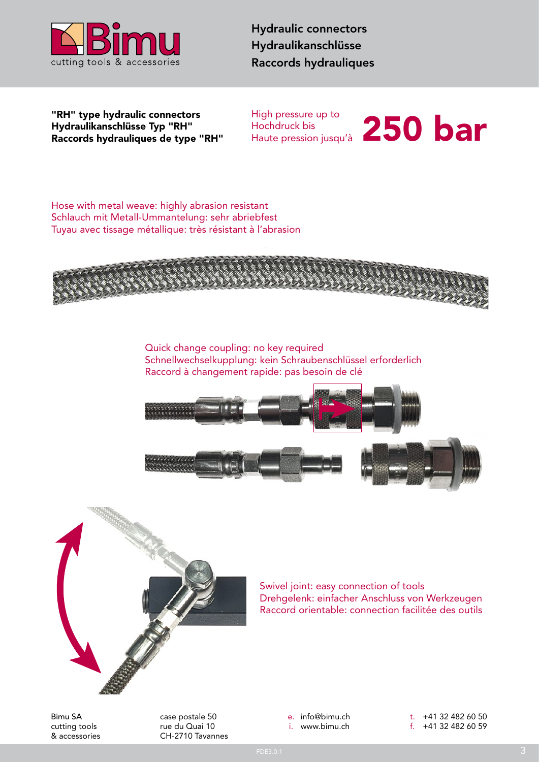# Hydraulic connectors
# Hydraulikanschlüsse
# Raccords hydrauliques

**"RH" type hydraulic connectors**
**Hydraulikanschlüsse Typ "RH"**
**Raccords hydrauliques de type "RH"**

High pressure up to
Hochdruck bis
Haute pression jusqu'à **250 bar**

Hose with metal weave: highly abrasion resistant
Schlauch mit Metall-Ummantelung: sehr abriebfest
Tuyau avec tissage métallique: très résistant à l'abrasion

Quick change coupling: no key required
Schnellwechselkupplung: kein Schraubenschlüssel erforderlich
Raccord à changement rapide: pas besoin de clé

Swivel joint: easy connection of tools
Drehgelenk: einfacher Anschluss von Werkzeugen
Raccord orientable: connection facilitée des outils

Bimu SA
cutting tools
& accessories

case postale 50
rue du Quai 10
CH-2710 Tavannes

e. info@bimu.ch
i. www.bimu.ch

t. +41 32 482 60 50
f. +41 32 482 60 59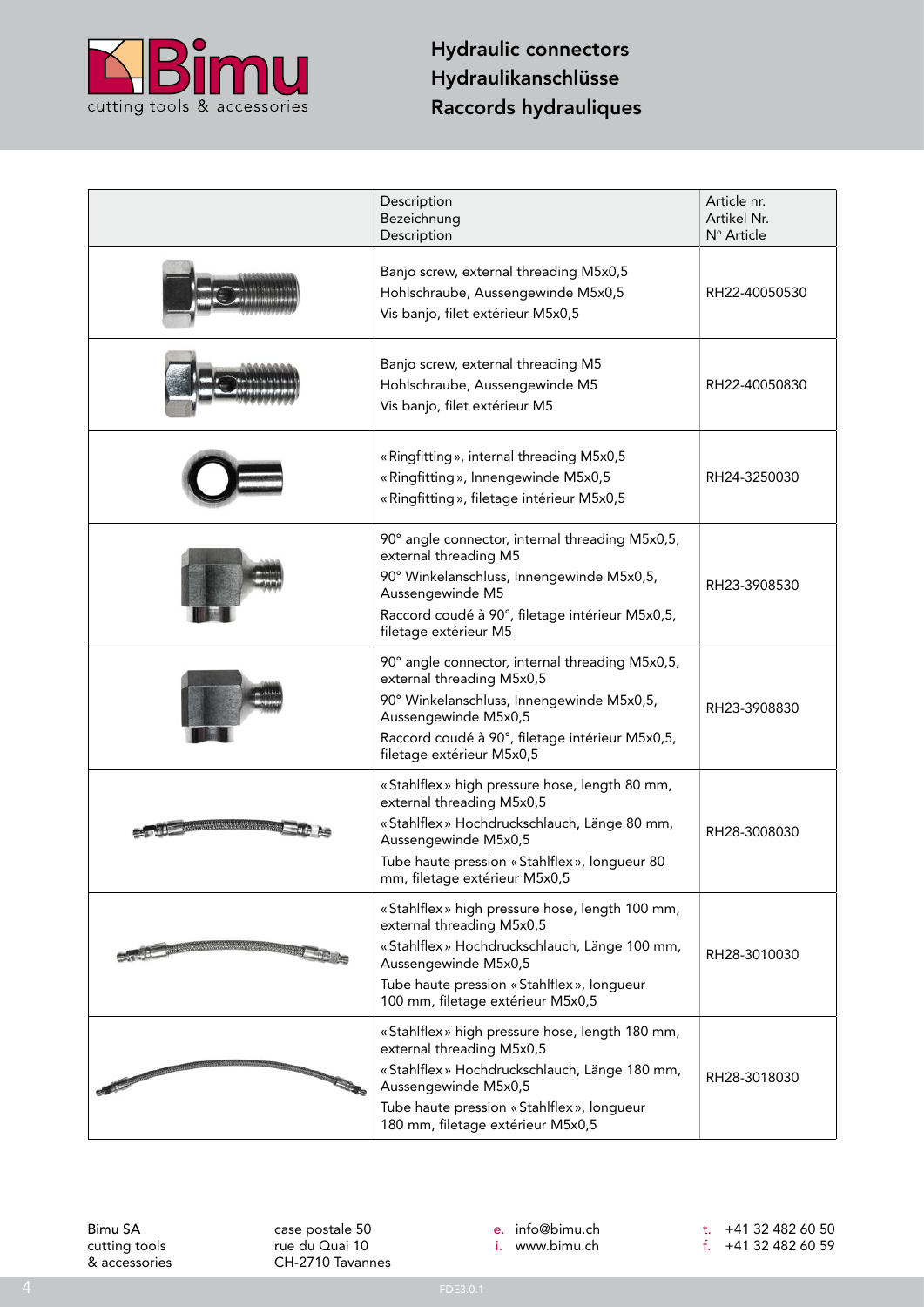# Hydraulic connectors
# Hydraulikanschlüsse
# Raccords hydrauliques

| | Description<br>Bezeichnung<br>Description | Article nr.<br>Artikel Nr.<br>N° Article |
|---|---|---|
| | Banjo screw, external threading M5x0,5<br>Hohlschraube, Aussengewinde M5x0,5<br>Vis banjo, filet extérieur M5x0,5 | RH22-40050530 |
| | Banjo screw, external threading M5<br>Hohlschraube, Aussengewinde M5<br>Vis banjo, filet extérieur M5 | RH22-40050830 |
| | «Ringfitting», internal threading M5x0,5<br>«Ringfitting», Innengewinde M5x0,5<br>«Ringfitting», filetage intérieur M5x0,5 | RH24-3250030 |
| | 90° angle connector, internal threading M5x0,5, external threading M5<br>90° Winkelanschluss, Innengewinde M5x0,5, Aussengewinde M5<br>Raccord coudé à 90°, filetage intérieur M5x0,5, filetage extérieur M5 | RH23-3908530 |
| | 90° angle connector, internal threading M5x0,5, external threading M5x0,5<br>90° Winkelanschluss, Innengewinde M5x0,5, Aussengewinde M5x0,5<br>Raccord coudé à 90°, filetage intérieur M5x0,5, filetage extérieur M5x0,5 | RH23-3908830 |
| | «Stahlflex» high pressure hose, length 80 mm, external threading M5x0,5<br>«Stahlflex» Hochdruckschlauch, Länge 80 mm, Aussengewinde M5x0,5<br>Tube haute pression «Stahlflex», longueur 80 mm, filetage extérieur M5x0,5 | RH28-3008030 |
| | «Stahlflex» high pressure hose, length 100 mm, external threading M5x0,5<br>«Stahlflex» Hochdruckschlauch, Länge 100 mm, Aussengewinde M5x0,5<br>Tube haute pression «Stahlflex», longueur 100 mm, filetage extérieur M5x0,5 | RH28-3010030 |
| | «Stahlflex» high pressure hose, length 180 mm, external threading M5x0,5<br>«Stahlflex» Hochdruckschlauch, Länge 180 mm, Aussengewinde M5x0,5<br>Tube haute pression «Stahlflex», longueur 180 mm, filetage extérieur M5x0,5 | RH28-3018030 |

Bimu SA
cutting tools
& accessories

case postale 50
rue du Quai 10
CH-2710 Tavannes

e. info@bimu.ch
i. www.bimu.ch

t. +41 32 482 60 50
f. +41 32 482 60 59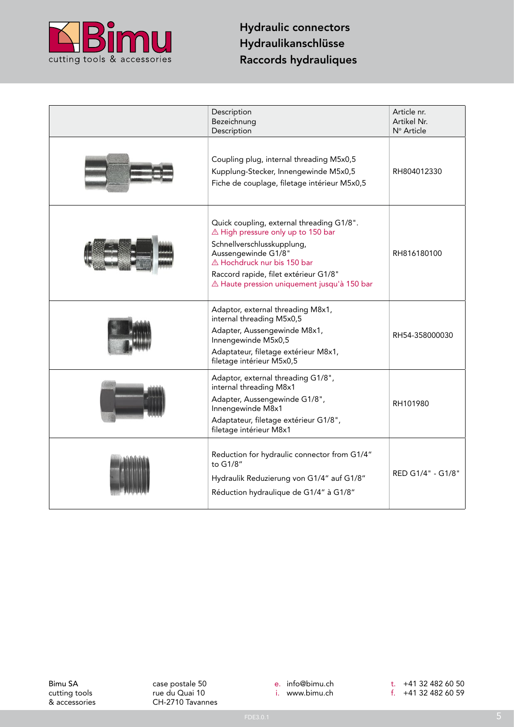# Hydraulic connectors
# Hydraulikanschlüsse
# Raccords hydrauliques

| | Description<br>Bezeichnung<br>Description | Article nr.<br>Artikel Nr.<br>N° Article |
|---|---|---|
| | Coupling plug, internal threading M5x0,5<br>Kupplung-Stecker, Innengewinde M5x0,5<br>Fiche de couplage, filetage intérieur M5x0,5 | RH804012330 |
| | Quick coupling, external threading G1/8".<br>⚠ High pressure only up to 150 bar<br>Schnellverschlusskupplung, Aussengewinde G1/8"<br>⚠ Hochdruck nur bis 150 bar<br>Raccord rapide, filet extérieur G1/8"<br>⚠ Haute pression uniquement jusqu'à 150 bar | RH816180100 |
| | Adaptor, external threading M8x1, internal threading M5x0,5<br>Adapter, Aussengewinde M8x1, Innengewinde M5x0,5<br>Adaptateur, filetage extérieur M8x1, filetage intérieur M5x0,5 | RH54-358000030 |
| | Adaptor, external threading G1/8", internal threading M8x1<br>Adapter, Aussengewinde G1/8", Innengewinde M8x1<br>Adaptateur, filetage extérieur G1/8", filetage intérieur M8x1 | RH101980 |
| | Reduction for hydraulic connector from G1/4" to G1/8"<br>Hydraulik Reduzierung von G1/4" auf G1/8"<br>Réduction hydraulique de G1/4" à G1/8" | RED G1/4" - G1/8" |

Bimu SA
cutting tools
& accessories

case postale 50
rue du Quai 10
CH-2710 Tavannes

e. info@bimu.ch
i. www.bimu.ch

t. +41 32 482 60 50
f. +41 32 482 60 59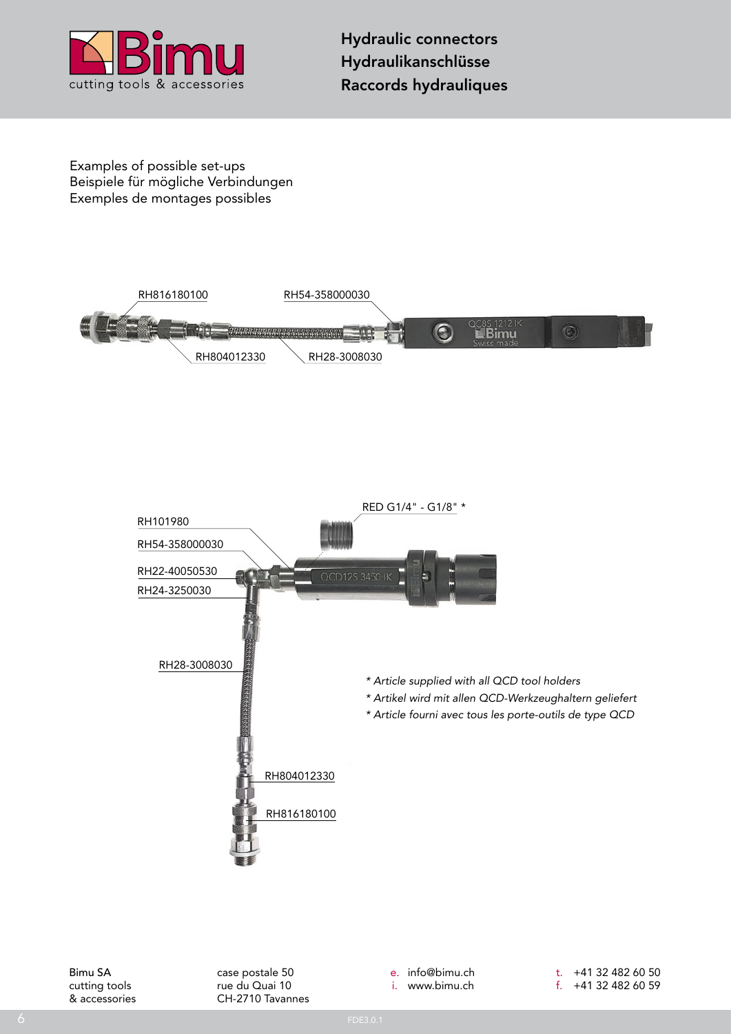# Hydraulic connectors
# Hydraulikanschlüsse
# Raccords hydrauliques

Examples of possible set-ups
Beispiele für mögliche Verbindungen
Exemples de montages possibles

RH816180100
RH54-358000030
RH804012330
RH28-3008030

RED G1/4" - G1/8" *
RH101980
RH54-358000030
RH22-40050530
RH24-3250030
RH28-3008030
RH804012330
RH816180100

*\* Article supplied with all QCD tool holders*
*\* Artikel wird mit allen QCD-Werkzeughaltern geliefert*
*\* Article fourni avec tous les porte-outils de type QCD*

Bimu SA
cutting tools
& accessories

case postale 50
rue du Quai 10
CH-2710 Tavannes

e. info@bimu.ch
i. www.bimu.ch

t. +41 32 482 60 50
f. +41 32 482 60 59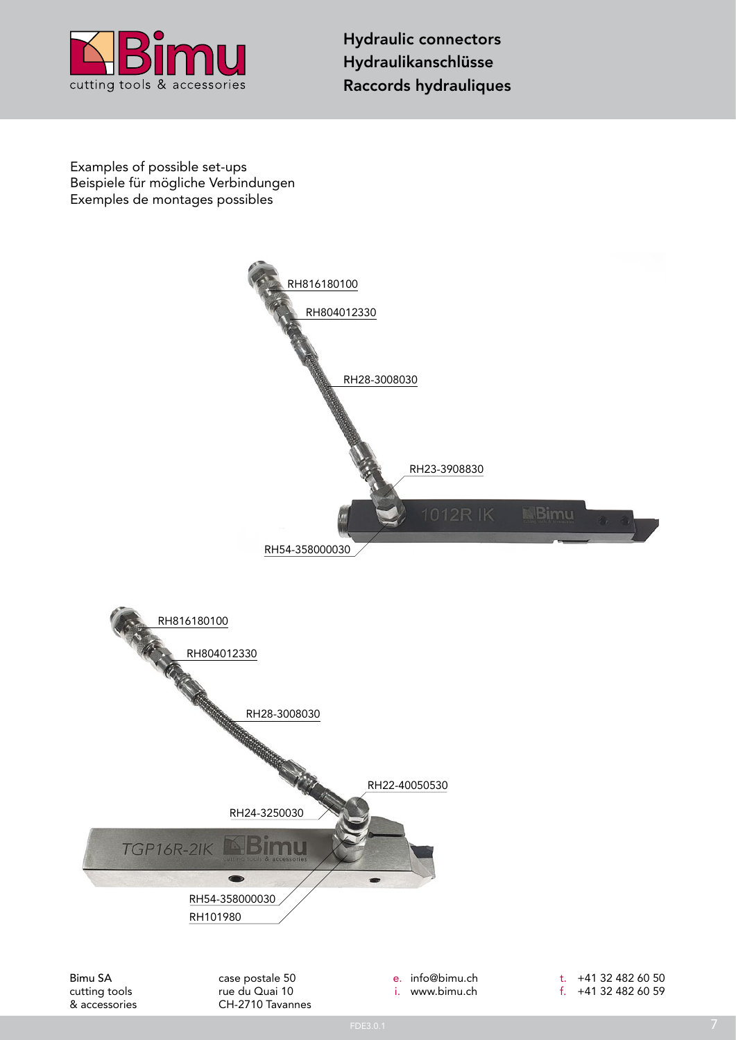# Hydraulic connectors
# Hydraulikanschlüsse
# Raccords hydrauliques

Examples of possible set-ups
Beispiele für mögliche Verbindungen
Exemples de montages possibles

RH816180100

RH804012330

RH28-3008030

RH23-3908830

RH54-358000030

RH816180100

RH804012330

RH28-3008030

RH22-40050530

RH24-3250030

RH54-358000030

RH101980

Bimu SA
cutting tools
& accessories

case postale 50
rue du Quai 10
CH-2710 Tavannes

e. info@bimu.ch
i. www.bimu.ch

t. +41 32 482 60 50
f. +41 32 482 60 59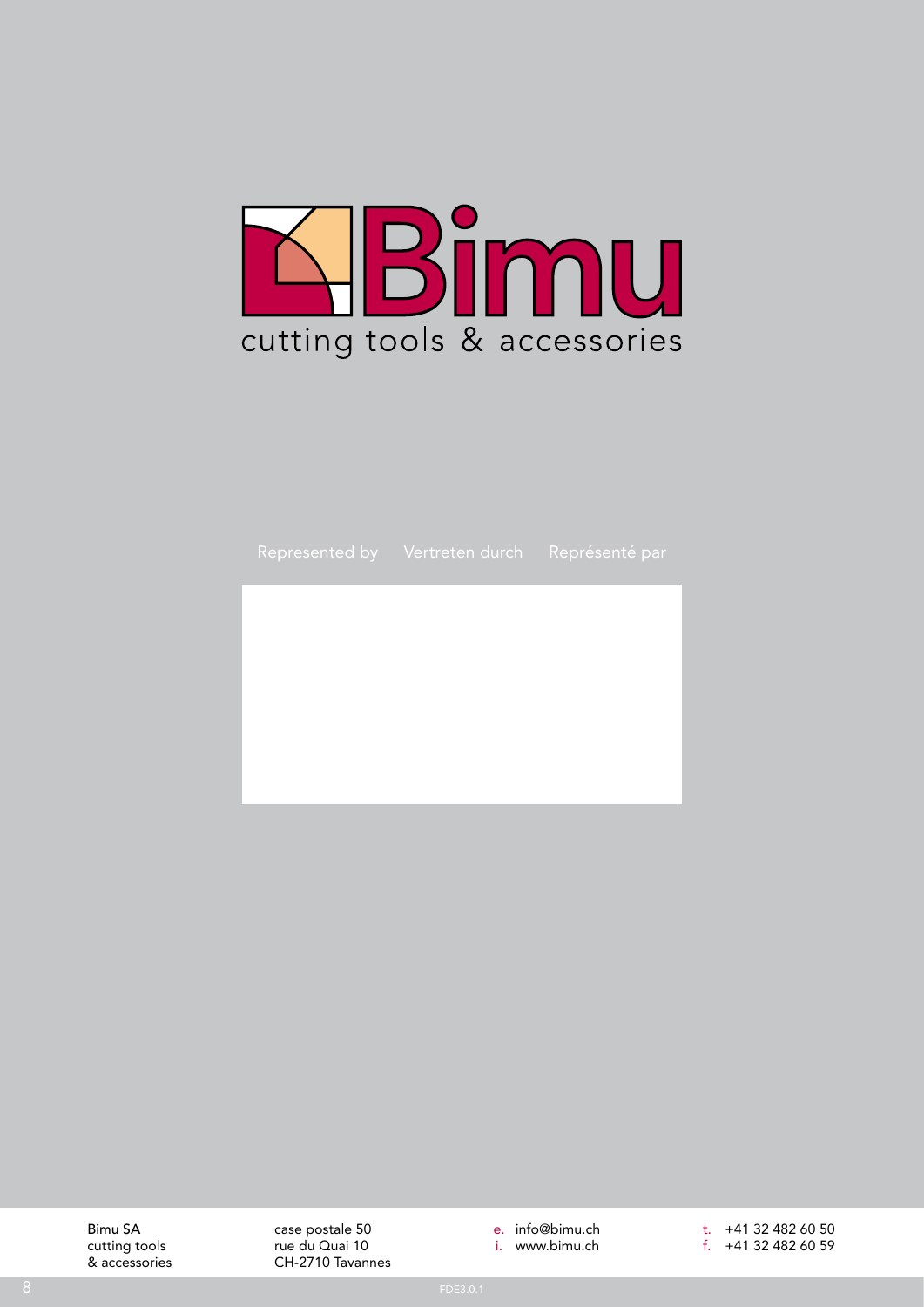Bimu

cutting tools & accessories

Represented by Vertreten durch Représenté par

Bimu SA
cutting tools
& accessories

case postale 50
rue du Quai 10
CH-2710 Tavannes

e. info@bimu.ch
i. www.bimu.ch

t. +41 32 482 60 50
f. +41 32 482 60 59

FDE3.0.1